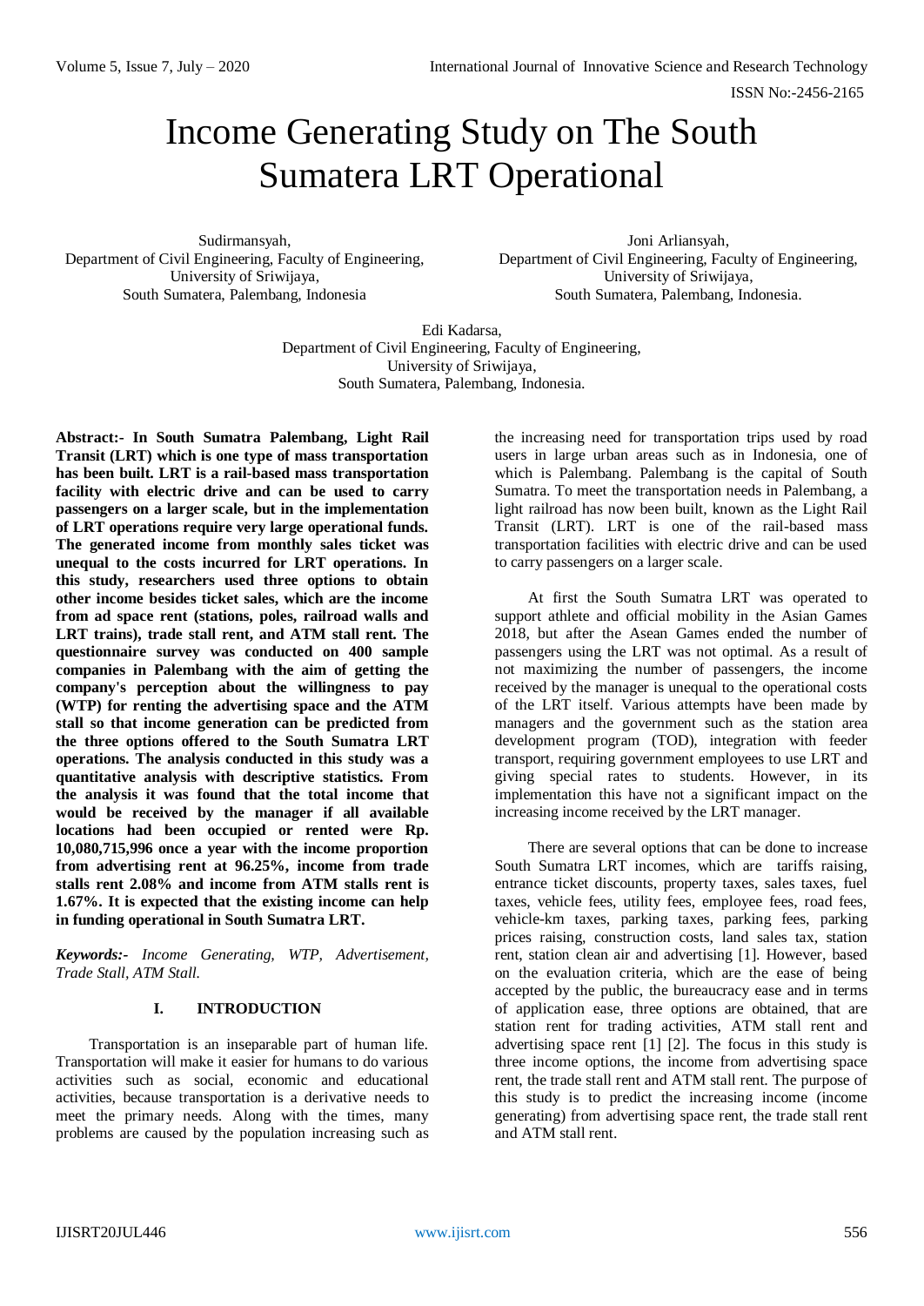# Income Generating Study on The South Sumatera LRT Operational

Sudirmansyah,
Department of Civil Engineering, Faculty of Engineering,
University of Sriwijaya,
South Sumatera, Palembang, Indonesia

Joni Arliansyah,
Department of Civil Engineering, Faculty of Engineering,
University of Sriwijaya,
South Sumatera, Palembang, Indonesia.

Edi Kadarsa,
Department of Civil Engineering, Faculty of Engineering,
University of Sriwijaya,
South Sumatera, Palembang, Indonesia.

**Abstract:- In South Sumatra Palembang, Light Rail Transit (LRT) which is one type of mass transportation has been built. LRT is a rail-based mass transportation facility with electric drive and can be used to carry passengers on a larger scale, but in the implementation of LRT operations require very large operational funds. The generated income from monthly sales ticket was unequal to the costs incurred for LRT operations. In this study, researchers used three options to obtain other income besides ticket sales, which are the income from ad space rent (stations, poles, railroad walls and LRT trains), trade stall rent, and ATM stall rent. The questionnaire survey was conducted on 400 sample companies in Palembang with the aim of getting the company's perception about the willingness to pay (WTP) for renting the advertising space and the ATM stall so that income generation can be predicted from the three options offered to the South Sumatra LRT operations. The analysis conducted in this study was a quantitative analysis with descriptive statistics. From the analysis it was found that the total income that would be received by the manager if all available locations had been occupied or rented were Rp. 10,080,715,996 once a year with the income proportion from advertising rent at 96.25%, income from trade stalls rent 2.08% and income from ATM stalls rent is 1.67%. It is expected that the existing income can help in funding operational in South Sumatra LRT.**

***Keywords:-*** *Income Generating, WTP, Advertisement, Trade Stall, ATM Stall.*

## I. INTRODUCTION

Transportation is an inseparable part of human life. Transportation will make it easier for humans to do various activities such as social, economic and educational activities, because transportation is a derivative needs to meet the primary needs. Along with the times, many problems are caused by the population increasing such as the increasing need for transportation trips used by road users in large urban areas such as in Indonesia, one of which is Palembang. Palembang is the capital of South Sumatra. To meet the transportation needs in Palembang, a light railroad has now been built, known as the Light Rail Transit (LRT). LRT is one of the rail-based mass transportation facilities with electric drive and can be used to carry passengers on a larger scale.

At first the South Sumatra LRT was operated to support athlete and official mobility in the Asian Games 2018, but after the Asean Games ended the number of passengers using the LRT was not optimal. As a result of not maximizing the number of passengers, the income received by the manager is unequal to the operational costs of the LRT itself. Various attempts have been made by managers and the government such as the station area development program (TOD), integration with feeder transport, requiring government employees to use LRT and giving special rates to students. However, in its implementation this have not a significant impact on the increasing income received by the LRT manager.

There are several options that can be done to increase South Sumatra LRT incomes, which are tariffs raising, entrance ticket discounts, property taxes, sales taxes, fuel taxes, vehicle fees, utility fees, employee fees, road fees, vehicle-km taxes, parking taxes, parking fees, parking prices raising, construction costs, land sales tax, station rent, station clean air and advertising [1]. However, based on the evaluation criteria, which are the ease of being accepted by the public, the bureaucracy ease and in terms of application ease, three options are obtained, that are station rent for trading activities, ATM stall rent and advertising space rent [1] [2]. The focus in this study is three income options, the income from advertising space rent, the trade stall rent and ATM stall rent. The purpose of this study is to predict the increasing income (income generating) from advertising space rent, the trade stall rent and ATM stall rent.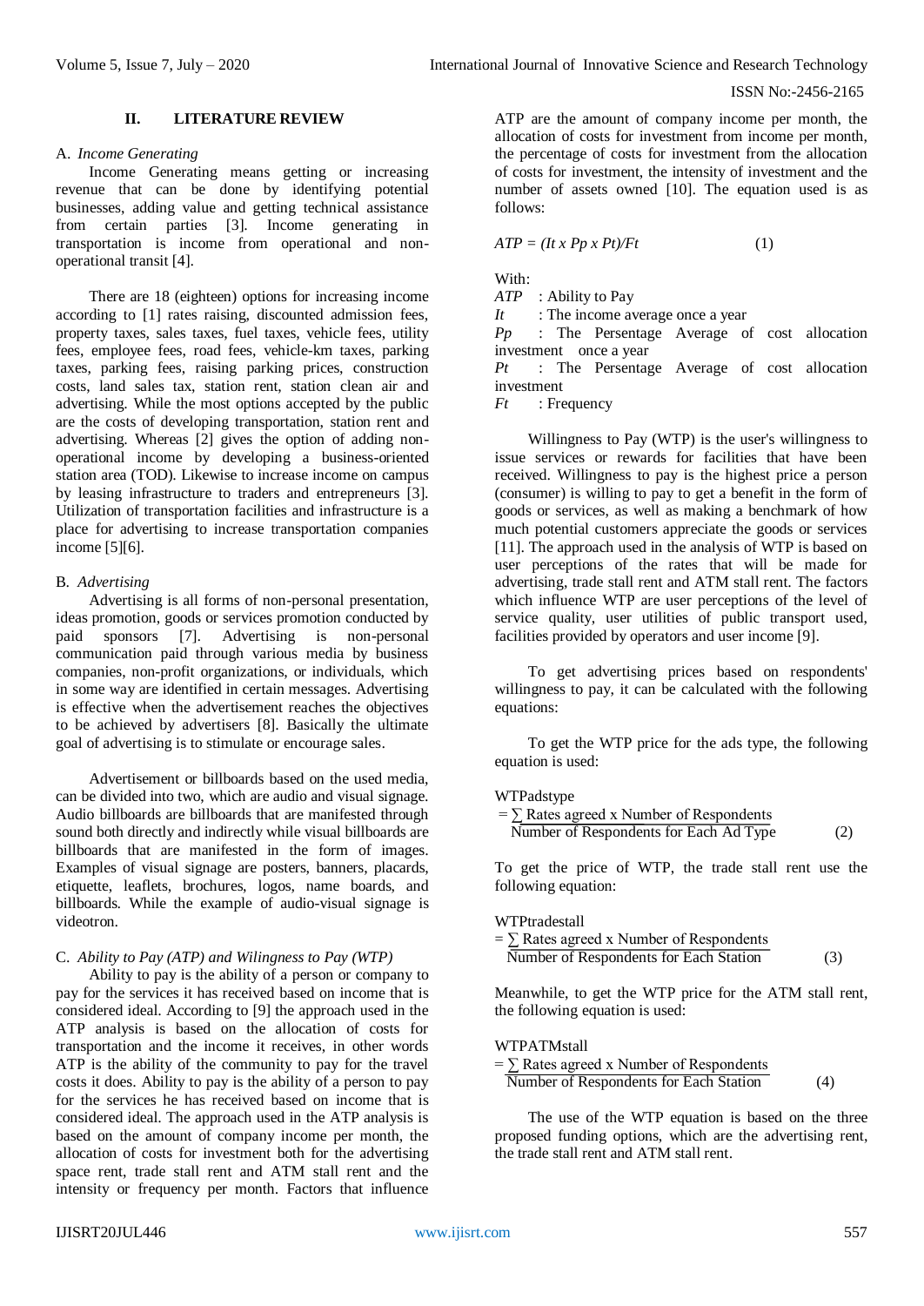## II. LITERATURE REVIEW

### A. *Income Generating*

Income Generating means getting or increasing revenue that can be done by identifying potential businesses, adding value and getting technical assistance from certain parties [3]. Income generating in transportation is income from operational and non-operational transit [4].

There are 18 (eighteen) options for increasing income according to [1] rates raising, discounted admission fees, property taxes, sales taxes, fuel taxes, vehicle fees, utility fees, employee fees, road fees, vehicle-km taxes, parking taxes, parking fees, raising parking prices, construction costs, land sales tax, station rent, station clean air and advertising. While the most options accepted by the public are the costs of developing transportation, station rent and advertising. Whereas [2] gives the option of adding non-operational income by developing a business-oriented station area (TOD). Likewise to increase income on campus by leasing infrastructure to traders and entrepreneurs [3]. Utilization of transportation facilities and infrastructure is a place for advertising to increase transportation companies income [5][6].

### B. *Advertising*

Advertising is all forms of non-personal presentation, ideas promotion, goods or services promotion conducted by paid sponsors [7]. Advertising is non-personal communication paid through various media by business companies, non-profit organizations, or individuals, which in some way are identified in certain messages. Advertising is effective when the advertisement reaches the objectives to be achieved by advertisers [8]. Basically the ultimate goal of advertising is to stimulate or encourage sales.

Advertisement or billboards based on the used media, can be divided into two, which are audio and visual signage. Audio billboards are billboards that are manifested through sound both directly and indirectly while visual billboards are billboards that are manifested in the form of images. Examples of visual signage are posters, banners, placards, etiquette, leaflets, brochures, logos, name boards, and billboards. While the example of audio-visual signage is videotron.

### C. *Ability to Pay (ATP) and Wilingness to Pay (WTP)*

Ability to pay is the ability of a person or company to pay for the services it has received based on income that is considered ideal. According to [9] the approach used in the ATP analysis is based on the allocation of costs for transportation and the income it receives, in other words ATP is the ability of the community to pay for the travel costs it does. Ability to pay is the ability of a person to pay for the services he has received based on income that is considered ideal. The approach used in the ATP analysis is based on the amount of company income per month, the allocation of costs for investment both for the advertising space rent, trade stall rent and ATM stall rent and the intensity or frequency per month. Factors that influence ATP are the amount of company income per month, the allocation of costs for investment from income per month, the percentage of costs for investment from the allocation of costs for investment, the intensity of investment and the number of assets owned [10]. The equation used is as follows:

$$ATP = (It \times Pp \times Pt)/Ft \qquad (1)$$

With:

*ATP* : Ability to Pay
*It* : The income average once a year
*Pp* : The Persentage Average of cost allocation investment once a year
*Pt* : The Persentage Average of cost allocation investment
*Ft* : Frequency

Willingness to Pay (WTP) is the user's willingness to issue services or rewards for facilities that have been received. Willingness to pay is the highest price a person (consumer) is willing to pay to get a benefit in the form of goods or services, as well as making a benchmark of how much potential customers appreciate the goods or services [11]. The approach used in the analysis of WTP is based on user perceptions of the rates that will be made for advertising, trade stall rent and ATM stall rent. The factors which influence WTP are user perceptions of the level of service quality, user utilities of public transport used, facilities provided by operators and user income [9].

To get advertising prices based on respondents' willingness to pay, it can be calculated with the following equations:

To get the WTP price for the ads type, the following equation is used:

$$WTPadstype = \frac{\sum \text{Rates agreed} \times \text{Number of Respondents}}{\text{Number of Respondents for Each Ad Type}} \qquad (2)$$

To get the price of WTP, the trade stall rent use the following equation:

$$WTPtradestall = \frac{\sum \text{Rates agreed} \times \text{Number of Respondents}}{\text{Number of Respondents for Each Station}} \qquad (3)$$

Meanwhile, to get the WTP price for the ATM stall rent, the following equation is used:

$$WTPATMstall = \frac{\sum \text{Rates agreed} \times \text{Number of Respondents}}{\text{Number of Respondents for Each Station}} \qquad (4)$$

The use of the WTP equation is based on the three proposed funding options, which are the advertising rent, the trade stall rent and ATM stall rent.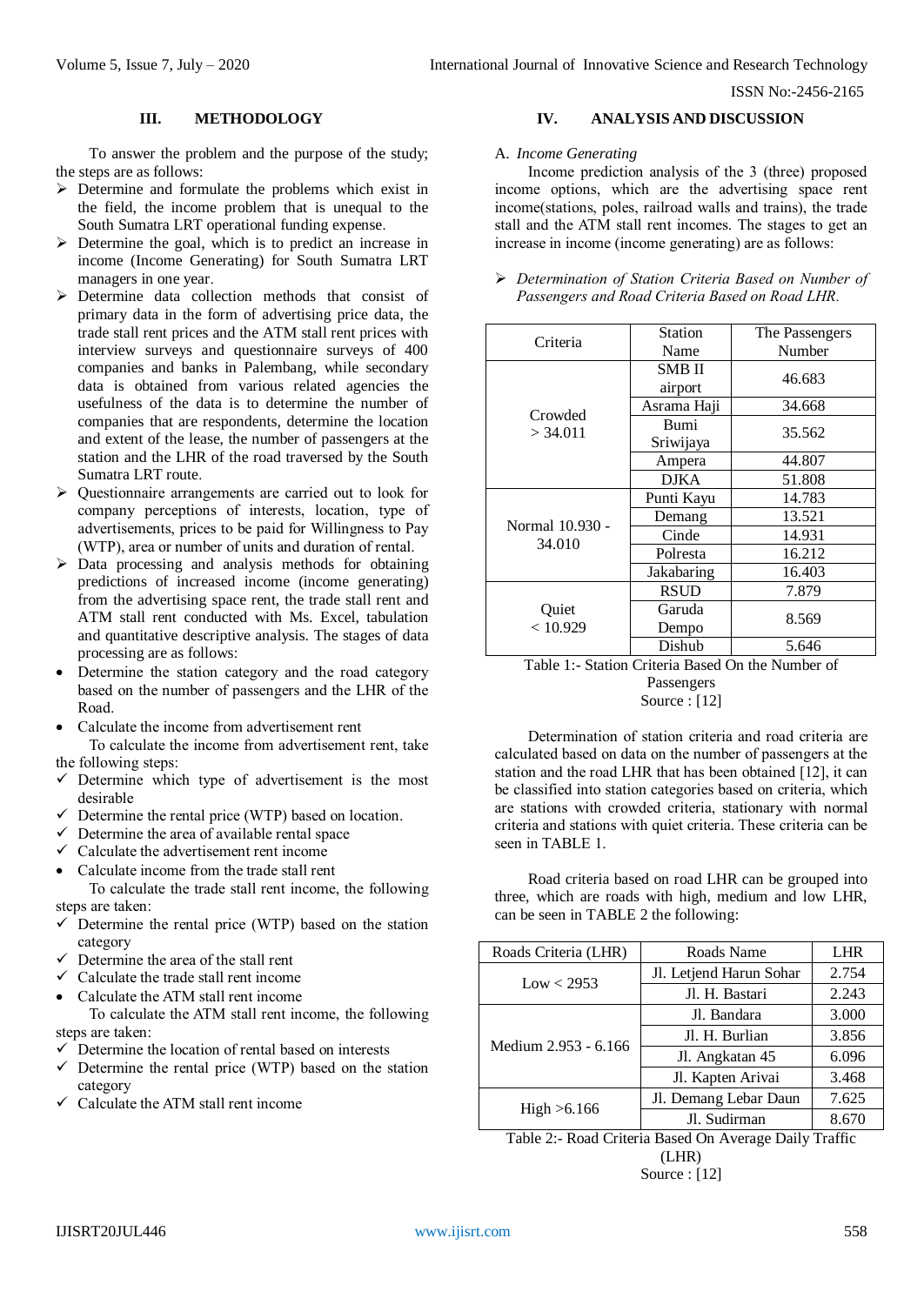## III. METHODOLOGY

To answer the problem and the purpose of the study; the steps are as follows:

- Determine and formulate the problems which exist in the field, the income problem that is unequal to the South Sumatra LRT operational funding expense.
- Determine the goal, which is to predict an increase in income (Income Generating) for South Sumatra LRT managers in one year.
- Determine data collection methods that consist of primary data in the form of advertising price data, the trade stall rent prices and the ATM stall rent prices with interview surveys and questionnaire surveys of 400 companies and banks in Palembang, while secondary data is obtained from various related agencies the usefulness of the data is to determine the number of companies that are respondents, determine the location and extent of the lease, the number of passengers at the station and the LHR of the road traversed by the South Sumatra LRT route.
- Questionnaire arrangements are carried out to look for company perceptions of interests, location, type of advertisements, prices to be paid for Willingness to Pay (WTP), area or number of units and duration of rental.
- Data processing and analysis methods for obtaining predictions of increased income (income generating) from the advertising space rent, the trade stall rent and ATM stall rent conducted with Ms. Excel, tabulation and quantitative descriptive analysis. The stages of data processing are as follows:
  - Determine the station category and the road category based on the number of passengers and the LHR of the Road.
  - Calculate the income from advertisement rent

    To calculate the income from advertisement rent, take the following steps:
    - ✓ Determine which type of advertisement is the most desirable
    - ✓ Determine the rental price (WTP) based on location.
    - ✓ Determine the area of available rental space
    - ✓ Calculate the advertisement rent income
  - Calculate income from the trade stall rent

    To calculate the trade stall rent income, the following steps are taken:
    - ✓ Determine the rental price (WTP) based on the station category
    - ✓ Determine the area of the stall rent
    - ✓ Calculate the trade stall rent income
  - Calculate the ATM stall rent income

    To calculate the ATM stall rent income, the following steps are taken:
    - ✓ Determine the location of rental based on interests
    - ✓ Determine the rental price (WTP) based on the station category
    - ✓ Calculate the ATM stall rent income

## IV. ANALYSIS AND DISCUSSION

### A. *Income Generating*

Income prediction analysis of the 3 (three) proposed income options, which are the advertising space rent income(stations, poles, railroad walls and trains), the trade stall and the ATM stall rent incomes. The stages to get an increase in income (income generating) are as follows:

- *Determination of Station Criteria Based on Number of Passengers and Road Criteria Based on Road LHR.*

| Criteria | Station Name | The Passengers Number |
|---|---|---|
| Crowded > 34.011 | SMB II airport | 46.683 |
| | Asrama Haji | 34.668 |
| | Bumi Sriwijaya | 35.562 |
| | Ampera | 44.807 |
| | DJKA | 51.808 |
| Normal 10.930 - 34.010 | Punti Kayu | 14.783 |
| | Demang | 13.521 |
| | Cinde | 14.931 |
| | Polresta | 16.212 |
| | Jakabaring | 16.403 |
| Quiet < 10.929 | RSUD | 7.879 |
| | Garuda Dempo | 8.569 |
| | Dishub | 5.646 |

Table 1:- Station Criteria Based On the Number of Passengers
Source : [12]

Determination of station criteria and road criteria are calculated based on data on the number of passengers at the station and the road LHR that has been obtained [12], it can be classified into station categories based on criteria, which are stations with crowded criteria, stationary with normal criteria and stations with quiet criteria. These criteria can be seen in TABLE 1.

Road criteria based on road LHR can be grouped into three, which are roads with high, medium and low LHR, can be seen in TABLE 2 the following:

| Roads Criteria (LHR) | Roads Name | LHR |
|---|---|---|
| Low < 2953 | Jl. Letjend Harun Sohar | 2.754 |
| | Jl. H. Bastari | 2.243 |
| Medium 2.953 - 6.166 | Jl. Bandara | 3.000 |
| | Jl. H. Burlian | 3.856 |
| | Jl. Angkatan 45 | 6.096 |
| | Jl. Kapten Arivai | 3.468 |
| High >6.166 | Jl. Demang Lebar Daun | 7.625 |
| | Jl. Sudirman | 8.670 |

Table 2:- Road Criteria Based On Average Daily Traffic (LHR)
Source : [12]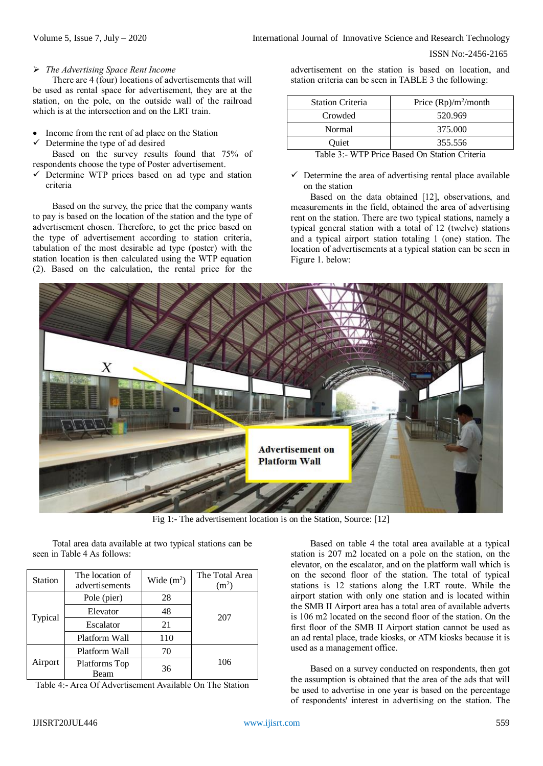➢ *The Advertising Space Rent Income*

There are 4 (four) locations of advertisements that will be used as rental space for advertisement, they are at the station, on the pole, on the outside wall of the railroad which is at the intersection and on the LRT train.

- Income from the rent of ad place on the Station

✓ Determine the type of ad desired

Based on the survey results found that 75% of respondents choose the type of Poster advertisement.

✓ Determine WTP prices based on ad type and station criteria

Based on the survey, the price that the company wants to pay is based on the location of the station and the type of advertisement chosen. Therefore, to get the price based on the type of advertisement according to station criteria, tabulation of the most desirable ad type (poster) with the station location is then calculated using the WTP equation (2). Based on the calculation, the rental price for the advertisement on the station is based on location, and station criteria can be seen in TABLE 3 the following:

| Station Criteria | Price (Rp)/m$^2$/month |
|---|---|
| Crowded | 520.969 |
| Normal | 375.000 |
| Quiet | 355.556 |

Table 3:- WTP Price Based On Station Criteria

✓ Determine the area of advertising rental place available on the station

Based on the data obtained [12], observations, and measurements in the field, obtained the area of advertising rent on the station. There are two typical stations, namely a typical general station with a total of 12 (twelve) stations and a typical airport station totaling 1 (one) station. The location of advertisements at a typical station can be seen in Figure 1. below:

Fig 1:- The advertisement location is on the Station, Source: [12]

Total area data available at two typical stations can be seen in Table 4 As follows:

| Station | The location of advertisements | Wide (m$^2$) | The Total Area (m$^2$) |
|---|---|---|---|
| Typical | Pole (pier) | 28 | 207 |
| | Elevator | 48 | |
| | Escalator | 21 | |
| | Platform Wall | 110 | |
| Airport | Platform Wall | 70 | 106 |
| | Platforms Top Beam | 36 | |

Table 4:- Area Of Advertisement Available On The Station

Based on table 4 the total area available at a typical station is 207 m2 located on a pole on the station, on the elevator, on the escalator, and on the platform wall which is on the second floor of the station. The total of typical stations is 12 stations along the LRT route. While the airport station with only one station and is located within the SMB II Airport area has a total area of available adverts is 106 m2 located on the second floor of the station. On the first floor of the SMB II Airport station cannot be used as an ad rental place, trade kiosks, or ATM kiosks because it is used as a management office.

Based on a survey conducted on respondents, then got the assumption is obtained that the area of the ads that will be used to advertise in one year is based on the percentage of respondents' interest in advertising on the station. The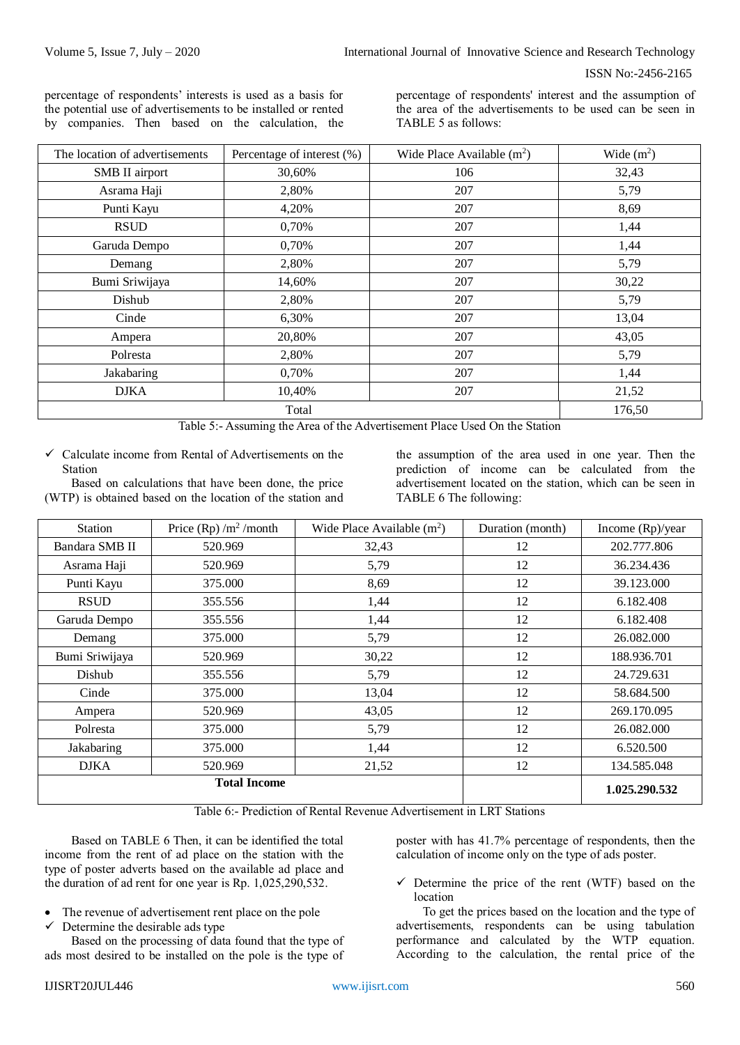percentage of respondents' interests is used as a basis for the potential use of advertisements to be installed or rented by companies. Then based on the calculation, the percentage of respondents' interest and the assumption of the area of the advertisements to be used can be seen in TABLE 5 as follows:

| The location of advertisements | Percentage of interest (%) | Wide Place Available ($m^2$) | Wide ($m^2$) |
|---|---|---|---|
| SMB II airport | 30,60% | 106 | 32,43 |
| Asrama Haji | 2,80% | 207 | 5,79 |
| Punti Kayu | 4,20% | 207 | 8,69 |
| RSUD | 0,70% | 207 | 1,44 |
| Garuda Dempo | 0,70% | 207 | 1,44 |
| Demang | 2,80% | 207 | 5,79 |
| Bumi Sriwijaya | 14,60% | 207 | 30,22 |
| Dishub | 2,80% | 207 | 5,79 |
| Cinde | 6,30% | 207 | 13,04 |
| Ampera | 20,80% | 207 | 43,05 |
| Polresta | 2,80% | 207 | 5,79 |
| Jakabaring | 0,70% | 207 | 1,44 |
| DJKA | 10,40% | 207 | 21,52 |
| Total | | | 176,50 |

Table 5:- Assuming the Area of the Advertisement Place Used On the Station

- ✓ Calculate income from Rental of Advertisements on the Station

Based on calculations that have been done, the price (WTP) is obtained based on the location of the station and the assumption of the area used in one year. Then the prediction of income can be calculated from the advertisement located on the station, which can be seen in TABLE 6 The following:

| Station | Price (Rp) /$m^2$ /month | Wide Place Available ($m^2$) | Duration (month) | Income (Rp)/year |
|---|---|---|---|---|
| Bandara SMB II | 520.969 | 32,43 | 12 | 202.777.806 |
| Asrama Haji | 520.969 | 5,79 | 12 | 36.234.436 |
| Punti Kayu | 375.000 | 8,69 | 12 | 39.123.000 |
| RSUD | 355.556 | 1,44 | 12 | 6.182.408 |
| Garuda Dempo | 355.556 | 1,44 | 12 | 6.182.408 |
| Demang | 375.000 | 5,79 | 12 | 26.082.000 |
| Bumi Sriwijaya | 520.969 | 30,22 | 12 | 188.936.701 |
| Dishub | 355.556 | 5,79 | 12 | 24.729.631 |
| Cinde | 375.000 | 13,04 | 12 | 58.684.500 |
| Ampera | 520.969 | 43,05 | 12 | 269.170.095 |
| Polresta | 375.000 | 5,79 | 12 | 26.082.000 |
| Jakabaring | 375.000 | 1,44 | 12 | 6.520.500 |
| DJKA | 520.969 | 21,52 | 12 | 134.585.048 |
| **Total Income** | | | | **1.025.290.532** |

Table 6:- Prediction of Rental Revenue Advertisement in LRT Stations

Based on TABLE 6 Then, it can be identified the total income from the rent of ad place on the station with the type of poster adverts based on the available ad place and the duration of ad rent for one year is Rp. 1,025,290,532.

- The revenue of advertisement rent place on the pole
- ✓ Determine the desirable ads type

Based on the processing of data found that the type of ads most desired to be installed on the pole is the type of poster with has 41.7% percentage of respondents, then the calculation of income only on the type of ads poster.

- ✓ Determine the price of the rent (WTF) based on the location

To get the prices based on the location and the type of advertisements, respondents can be using tabulation performance and calculated by the WTP equation. According to the calculation, the rental price of the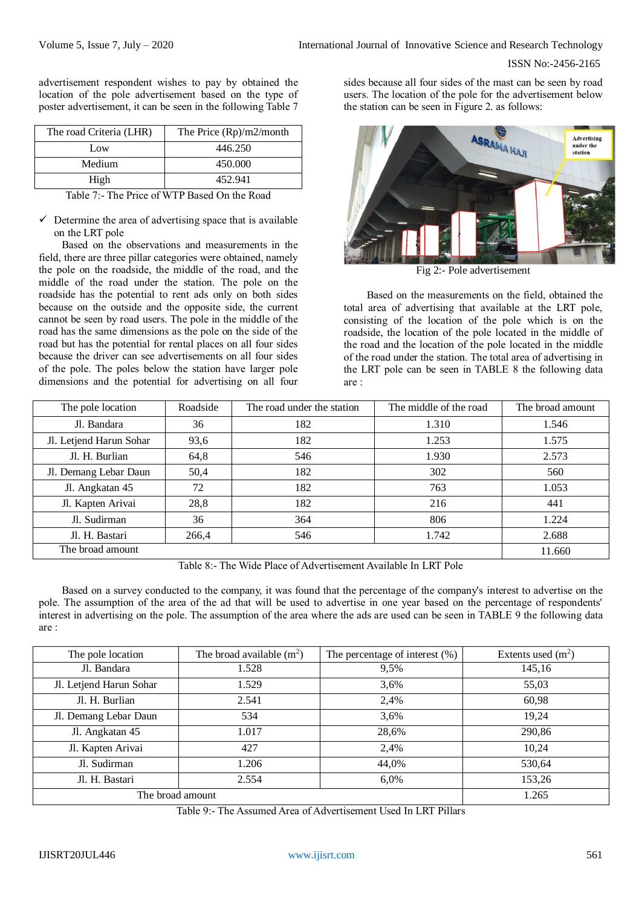advertisement respondent wishes to pay by obtained the location of the pole advertisement based on the type of poster advertisement, it can be seen in the following Table 7

| The road Criteria (LHR) | The Price (Rp)/m2/month |
|---|---|
| Low | 446.250 |
| Medium | 450.000 |
| High | 452.941 |

Table 7:- The Price of WTP Based On the Road

✓ Determine the area of advertising space that is available on the LRT pole

Based on the observations and measurements in the field, there are three pillar categories were obtained, namely the pole on the roadside, the middle of the road, and the middle of the road under the station. The pole on the roadside has the potential to rent ads only on both sides because on the outside and the opposite side, the current cannot be seen by road users. The pole in the middle of the road has the same dimensions as the pole on the side of the road but has the potential for rental places on all four sides because the driver can see advertisements on all four sides of the pole. The poles below the station have larger pole dimensions and the potential for advertising on all four sides because all four sides of the mast can be seen by road users. The location of the pole for the advertisement below the station can be seen in Figure 2. as follows:

Fig 2:- Pole advertisement

Based on the measurements on the field, obtained the total area of advertising that available at the LRT pole, consisting of the location of the pole which is on the roadside, the location of the pole located in the middle of the road and the location of the pole located in the middle of the road under the station. The total area of advertising in the LRT pole can be seen in TABLE 8 the following data are :

| The pole location | Roadside | The road under the station | The middle of the road | The broad amount |
|---|---|---|---|---|
| Jl. Bandara | 36 | 182 | 1.310 | 1.546 |
| Jl. Letjend Harun Sohar | 93,6 | 182 | 1.253 | 1.575 |
| Jl. H. Burlian | 64,8 | 546 | 1.930 | 2.573 |
| Jl. Demang Lebar Daun | 50,4 | 182 | 302 | 560 |
| Jl. Angkatan 45 | 72 | 182 | 763 | 1.053 |
| Jl. Kapten Arivai | 28,8 | 182 | 216 | 441 |
| Jl. Sudirman | 36 | 364 | 806 | 1.224 |
| Jl. H. Bastari | 266,4 | 546 | 1.742 | 2.688 |
| The broad amount | | | | 11.660 |

Table 8:- The Wide Place of Advertisement Available In LRT Pole

Based on a survey conducted to the company, it was found that the percentage of the company's interest to advertise on the pole. The assumption of the area of the ad that will be used to advertise in one year based on the percentage of respondents' interest in advertising on the pole. The assumption of the area where the ads are used can be seen in TABLE 9 the following data are :

| The pole location | The broad available ($m^2$) | The percentage of interest (%) | Extents used ($m^2$) |
|---|---|---|---|
| Jl. Bandara | 1.528 | 9,5% | 145,16 |
| Jl. Letjend Harun Sohar | 1.529 | 3,6% | 55,03 |
| Jl. H. Burlian | 2.541 | 2,4% | 60,98 |
| Jl. Demang Lebar Daun | 534 | 3,6% | 19,24 |
| Jl. Angkatan 45 | 1.017 | 28,6% | 290,86 |
| Jl. Kapten Arivai | 427 | 2,4% | 10,24 |
| Jl. Sudirman | 1.206 | 44,0% | 530,64 |
| Jl. H. Bastari | 2.554 | 6,0% | 153,26 |
| The broad amount | | | 1.265 |

Table 9:- The Assumed Area of Advertisement Used In LRT Pillars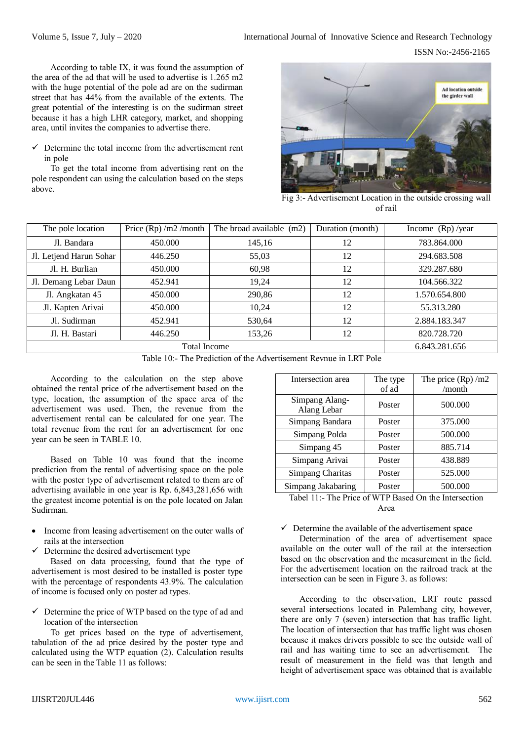According to table IX, it was found the assumption of the area of the ad that will be used to advertise is 1.265 m2 with the huge potential of the pole ad are on the sudirman street that has 44% from the available of the extents. The great potential of the interesting is on the sudirman street because it has a high LHR category, market, and shopping area, until invites the companies to advertise there.

- ✓ Determine the total income from the advertisement rent in pole

To get the total income from advertising rent on the pole respondent can using the calculation based on the steps above.

Fig 3:- Advertisement Location in the outside crossing wall of rail

| The pole location | Price (Rp) /m2 /month | The broad available (m2) | Duration (month) | Income (Rp) /year |
|---|---|---|---|---|
| Jl. Bandara | 450.000 | 145,16 | 12 | 783.864.000 |
| Jl. Letjend Harun Sohar | 446.250 | 55,03 | 12 | 294.683.508 |
| Jl. H. Burlian | 450.000 | 60,98 | 12 | 329.287.680 |
| Jl. Demang Lebar Daun | 452.941 | 19,24 | 12 | 104.566.322 |
| Jl. Angkatan 45 | 450.000 | 290,86 | 12 | 1.570.654.800 |
| Jl. Kapten Arivai | 450.000 | 10,24 | 12 | 55.313.280 |
| Jl. Sudirman | 452.941 | 530,64 | 12 | 2.884.183.347 |
| Jl. H. Bastari | 446.250 | 153,26 | 12 | 820.728.720 |
| Total Income | | | | 6.843.281.656 |

Table 10:- The Prediction of the Advertisement Revnue in LRT Pole

According to the calculation on the step above obtained the rental price of the advertisement based on the type, location, the assumption of the space area of the advertisement was used. Then, the revenue from the advertisement rental can be calculated for one year. The total revenue from the rent for an advertisement for one year can be seen in TABLE 10.

Based on Table 10 was found that the income prediction from the rental of advertising space on the pole with the poster type of advertisement related to them are of advertising available in one year is Rp. 6,843,281,656 with the greatest income potential is on the pole located on Jalan Sudirman.

- Income from leasing advertisement on the outer walls of rails at the intersection

- ✓ Determine the desired advertisement type

Based on data processing, found that the type of advertisement is most desired to be installed is poster type with the percentage of respondents 43.9%. The calculation of income is focused only on poster ad types.

- ✓ Determine the price of WTP based on the type of ad and location of the intersection

To get prices based on the type of advertisement, tabulation of the ad price desired by the poster type and calculated using the WTP equation (2). Calculation results can be seen in the Table 11 as follows:

| Intersection area | The type of ad | The price (Rp) /m2 /month |
|---|---|---|
| Simpang Alang-Alang Lebar | Poster | 500.000 |
| Simpang Bandara | Poster | 375.000 |
| Simpang Polda | Poster | 500.000 |
| Simpang 45 | Poster | 885.714 |
| Simpang Arivai | Poster | 438.889 |
| Simpang Charitas | Poster | 525.000 |
| Simpang Jakabaring | Poster | 500.000 |

Tabel 11:- The Price of WTP Based On the Intersection Area

- ✓ Determine the available of the advertisement space

Determination of the area of advertisement space available on the outer wall of the rail at the intersection based on the observation and the measurement in the field. For the advertisement location on the railroad track at the intersection can be seen in Figure 3. as follows:

According to the observation, LRT route passed several intersections located in Palembang city, however, there are only 7 (seven) intersection that has traffic light. The location of intersection that has traffic light was chosen because it makes drivers possible to see the outside wall of rail and has waiting time to see an advertisement. The result of measurement in the field was that length and height of advertisement space was obtained that is available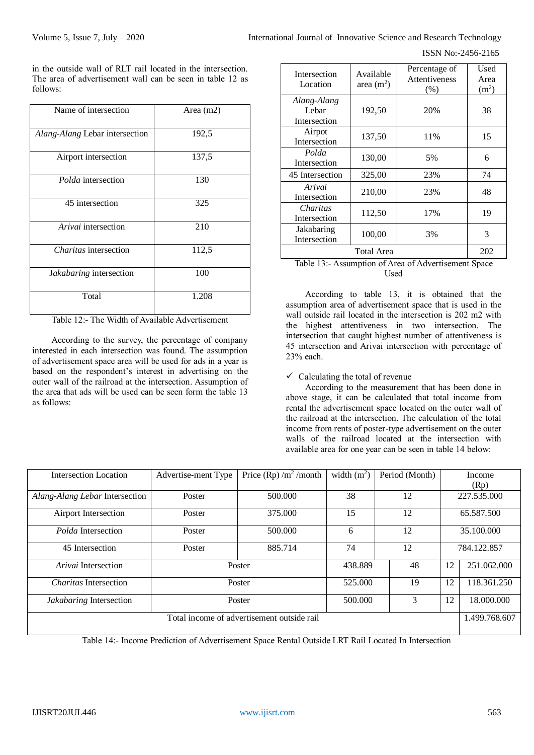in the outside wall of RLT rail located in the intersection. The area of advertisement wall can be seen in table 12 as follows:

| Name of intersection | Area (m2) |
|---|---|
| *Alang-Alang* Lebar intersection | 192,5 |
| Airport intersection | 137,5 |
| *Polda* intersection | 130 |
| 45 intersection | 325 |
| *Arivai* intersection | 210 |
| *Charitas* intersection | 112,5 |
| *Jakabaring* intersection | 100 |
| Total | 1.208 |

Table 12:- The Width of Available Advertisement

According to the survey, the percentage of company interested in each intersection was found. The assumption of advertisement space area will be used for ads in a year is based on the respondent's interest in advertising on the outer wall of the railroad at the intersection. Assumption of the area that ads will be used can be seen form the table 13 as follows:

| Intersection Location | Available area ($m^2$) | Percentage of Attentiveness (%) | Used Area ($m^2$) |
|---|---|---|---|
| *Alang-Alang* Lebar Intersection | 192,50 | 20% | 38 |
| Airpot Intersection | 137,50 | 11% | 15 |
| *Polda* Intersection | 130,00 | 5% | 6 |
| 45 Intersection | 325,00 | 23% | 74 |
| *Arivai* Intersection | 210,00 | 23% | 48 |
| *Charitas* Intersection | 112,50 | 17% | 19 |
| Jakabaring Intersection | 100,00 | 3% | 3 |
| Total Area | | | 202 |

Table 13:- Assumption of Area of Advertisement Space Used

According to table 13, it is obtained that the assumption area of advertisement space that is used in the wall outside rail located in the intersection is 202 m2 with the highest attentiveness in two intersection. The intersection that caught highest number of attentiveness is 45 intersection and Arivai intersection with percentage of 23% each.

✓ Calculating the total of revenue

According to the measurement that has been done in above stage, it can be calculated that total income from rental the advertisement space located on the outer wall of the railroad at the intersection. The calculation of the total income from rents of poster-type advertisement on the outer walls of the railroad located at the intersection with available area for one year can be seen in table 14 below:

| Intersection Location | Advertise-ment Type | Price (Rp) /$m^2$ /month | width ($m^2$) | Period (Month) | Income (Rp) |
|---|---|---|---|---|---|
| *Alang-Alang Lebar* Intersection | Poster | 500.000 | 38 | 12 | 227.535.000 |
| Airport Intersection | Poster | 375.000 | 15 | 12 | 65.587.500 |
| *Polda* Intersection | Poster | 500.000 | 6 | 12 | 35.100.000 |
| 45 Intersection | Poster | 885.714 | 74 | 12 | 784.122.857 |
| *Arivai* Intersection | Poster | 438.889 | 48 | 12 | 251.062.000 |
| *Charitas* Intersection | Poster | 525.000 | 19 | 12 | 118.361.250 |
| *Jakabaring* Intersection | Poster | 500.000 | 3 | 12 | 18.000.000 |
| Total income of advertisement outside rail | | | | | 1.499.768.607 |

Table 14:- Income Prediction of Advertisement Space Rental Outside LRT Rail Located In Intersection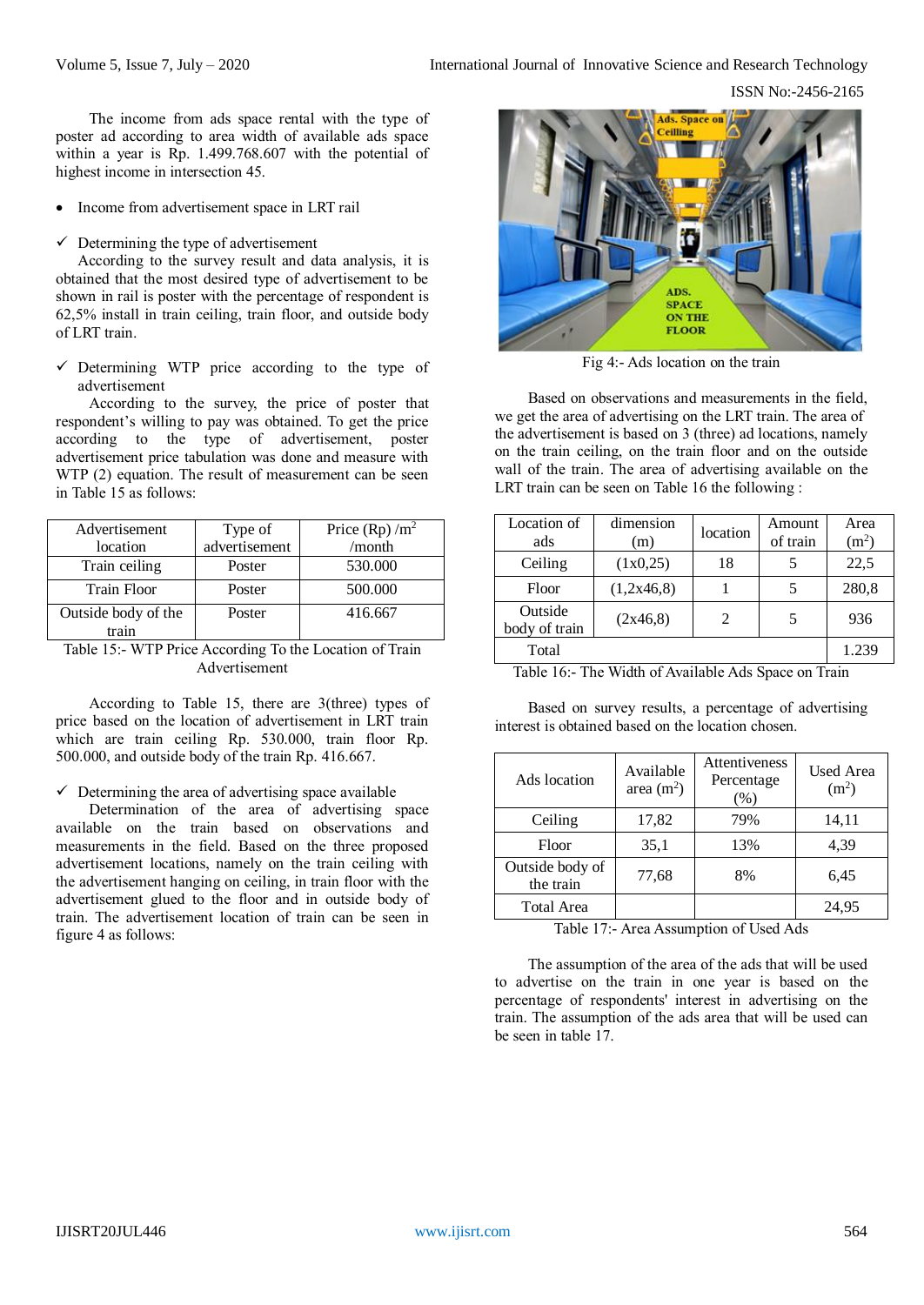The income from ads space rental with the type of poster ad according to area width of available ads space within a year is Rp. 1.499.768.607 with the potential of highest income in intersection 45.

- Income from advertisement space in LRT rail

✓ Determining the type of advertisement

According to the survey result and data analysis, it is obtained that the most desired type of advertisement to be shown in rail is poster with the percentage of respondent is 62,5% install in train ceiling, train floor, and outside body of LRT train.

✓ Determining WTP price according to the type of advertisement

According to the survey, the price of poster that respondent's willing to pay was obtained. To get the price according to the type of advertisement, poster advertisement price tabulation was done and measure with WTP (2) equation. The result of measurement can be seen in Table 15 as follows:

| Advertisement location | Type of advertisement | Price (Rp) /m$^2$ /month |
|---|---|---|
| Train ceiling | Poster | 530.000 |
| Train Floor | Poster | 500.000 |
| Outside body of the train | Poster | 416.667 |

Table 15:- WTP Price According To the Location of Train Advertisement

According to Table 15, there are 3(three) types of price based on the location of advertisement in LRT train which are train ceiling Rp. 530.000, train floor Rp. 500.000, and outside body of the train Rp. 416.667.

✓ Determining the area of advertising space available

Determination of the area of advertising space available on the train based on observations and measurements in the field. Based on the three proposed advertisement locations, namely on the train ceiling with the advertisement hanging on ceiling, in train floor with the advertisement glued to the floor and in outside body of train. The advertisement location of train can be seen in figure 4 as follows:

Fig 4:- Ads location on the train

Based on observations and measurements in the field, we get the area of advertising on the LRT train. The area of the advertisement is based on 3 (three) ad locations, namely on the train ceiling, on the train floor and on the outside wall of the train. The area of advertising available on the LRT train can be seen on Table 16 the following :

| Location of ads | dimension (m) | location | Amount of train | Area (m$^2$) |
|---|---|---|---|---|
| Ceiling | (1x0,25) | 18 | 5 | 22,5 |
| Floor | (1,2x46,8) | 1 | 5 | 280,8 |
| Outside body of train | (2x46,8) | 2 | 5 | 936 |
| Total | | | | 1.239 |

Table 16:- The Width of Available Ads Space on Train

Based on survey results, a percentage of advertising interest is obtained based on the location chosen.

| Ads location | Available area (m$^2$) | Attentiveness Percentage (%) | Used Area (m$^2$) |
|---|---|---|---|
| Ceiling | 17,82 | 79% | 14,11 |
| Floor | 35,1 | 13% | 4,39 |
| Outside body of the train | 77,68 | 8% | 6,45 |
| Total Area | | | 24,95 |

Table 17:- Area Assumption of Used Ads

The assumption of the area of the ads that will be used to advertise on the train in one year is based on the percentage of respondents' interest in advertising on the train. The assumption of the ads area that will be used can be seen in table 17.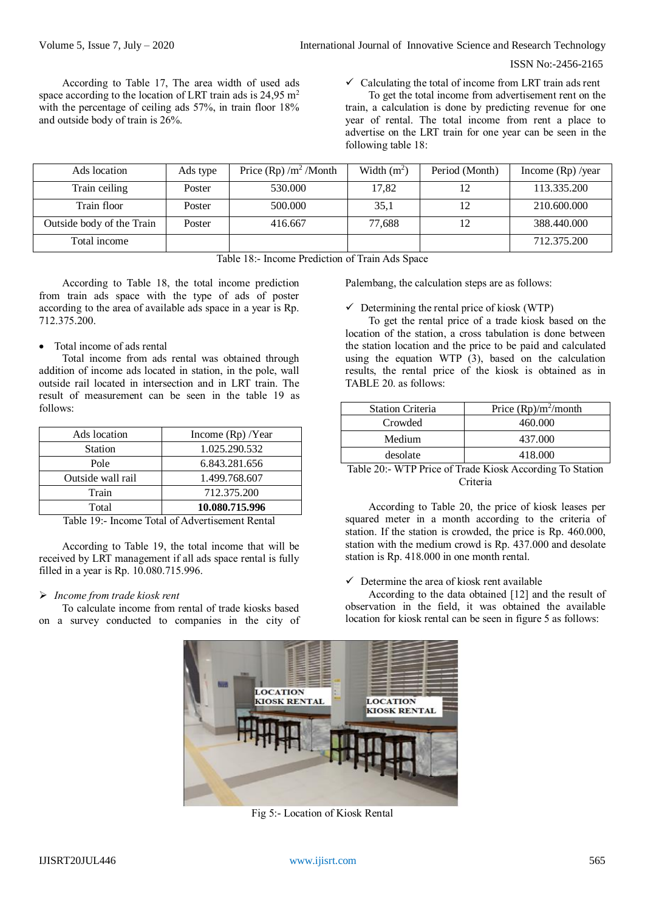According to Table 17, The area width of used ads space according to the location of LRT train ads is 24,95 $m^2$ with the percentage of ceiling ads 57%, in train floor 18% and outside body of train is 26%.

✓ Calculating the total of income from LRT train ads rent

To get the total income from advertisement rent on the train, a calculation is done by predicting revenue for one year of rental. The total income from rent a place to advertise on the LRT train for one year can be seen in the following table 18:

| Ads location | Ads type | Price (Rp) /$m^2$ /Month | Width ($m^2$) | Period (Month) | Income (Rp) /year |
|---|---|---|---|---|---|
| Train ceiling | Poster | 530.000 | 17,82 | 12 | 113.335.200 |
| Train floor | Poster | 500.000 | 35,1 | 12 | 210.600.000 |
| Outside body of the Train | Poster | 416.667 | 77,688 | 12 | 388.440.000 |
| Total income | | | | | 712.375.200 |

Table 18:- Income Prediction of Train Ads Space

According to Table 18, the total income prediction from train ads space with the type of ads of poster according to the area of available ads space in a year is Rp. 712.375.200.

- Total income of ads rental

Total income from ads rental was obtained through addition of income ads located in station, in the pole, wall outside rail located in intersection and in LRT train. The result of measurement can be seen in the table 19 as follows:

| Ads location | Income (Rp) /Year |
|---|---|
| Station | 1.025.290.532 |
| Pole | 6.843.281.656 |
| Outside wall rail | 1.499.768.607 |
| Train | 712.375.200 |
| Total | **10.080.715.996** |

Table 19:- Income Total of Advertisement Rental

According to Table 19, the total income that will be received by LRT management if all ads space rental is fully filled in a year is Rp. 10.080.715.996.

➢ *Income from trade kiosk rent*

To calculate income from rental of trade kiosks based on a survey conducted to companies in the city of Palembang, the calculation steps are as follows:

✓ Determining the rental price of kiosk (WTP)

To get the rental price of a trade kiosk based on the location of the station, a cross tabulation is done between the station location and the price to be paid and calculated using the equation WTP (3), based on the calculation results, the rental price of the kiosk is obtained as in TABLE 20. as follows:

| Station Criteria | Price (Rp)/$m^2$/month |
|---|---|
| Crowded | 460.000 |
| Medium | 437.000 |
| desolate | 418.000 |

Table 20:- WTP Price of Trade Kiosk According To Station Criteria

According to Table 20, the price of kiosk leases per squared meter in a month according to the criteria of station. If the station is crowded, the price is Rp. 460.000, station with the medium crowd is Rp. 437.000 and desolate station is Rp. 418.000 in one month rental.

✓ Determine the area of kiosk rent available

According to the data obtained [12] and the result of observation in the field, it was obtained the available location for kiosk rental can be seen in figure 5 as follows:

Fig 5:- Location of Kiosk Rental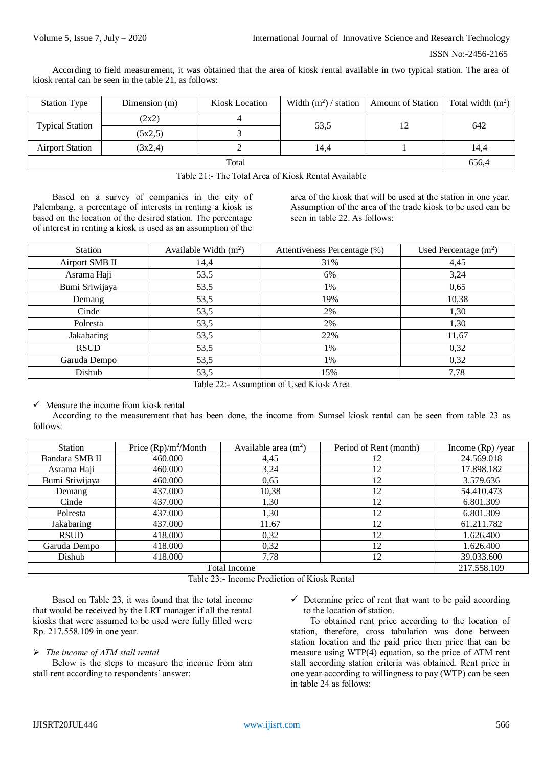According to field measurement, it was obtained that the area of kiosk rental available in two typical station. The area of kiosk rental can be seen in the table 21, as follows:

| Station Type | Dimension (m) | Kiosk Location | Width ($m^2$) / station | Amount of Station | Total width ($m^2$) |
|---|---|---|---|---|---|
| Typical Station | (2x2) | 4 | 53,5 | 12 | 642 |
| | (5x2,5) | 3 | | | |
| Airport Station | (3x2,4) | 2 | 14,4 | 1 | 14,4 |
| Total | | | | | 656,4 |

Table 21:- The Total Area of Kiosk Rental Available

Based on a survey of companies in the city of Palembang, a percentage of interests in renting a kiosk is based on the location of the desired station. The percentage of interest in renting a kiosk is used as an assumption of the area of the kiosk that will be used at the station in one year. Assumption of the area of the trade kiosk to be used can be seen in table 22. As follows:

| Station | Available Width ($m^2$) | Attentiveness Percentage (%) | Used Percentage ($m^2$) |
|---|---|---|---|
| Airport SMB II | 14,4 | 31% | 4,45 |
| Asrama Haji | 53,5 | 6% | 3,24 |
| Bumi Sriwijaya | 53,5 | 1% | 0,65 |
| Demang | 53,5 | 19% | 10,38 |
| Cinde | 53,5 | 2% | 1,30 |
| Polresta | 53,5 | 2% | 1,30 |
| Jakabaring | 53,5 | 22% | 11,67 |
| RSUD | 53,5 | 1% | 0,32 |
| Garuda Dempo | 53,5 | 1% | 0,32 |
| Dishub | 53,5 | 15% | 7,78 |

Table 22:- Assumption of Used Kiosk Area

✓ Measure the income from kiosk rental

According to the measurement that has been done, the income from Sumsel kiosk rental can be seen from table 23 as follows:

| Station | Price (Rp)/$m^2$/Month | Available area ($m^2$) | Period of Rent (month) | Income (Rp) /year |
|---|---|---|---|---|
| Bandara SMB II | 460.000 | 4,45 | 12 | 24.569.018 |
| Asrama Haji | 460.000 | 3,24 | 12 | 17.898.182 |
| Bumi Sriwijaya | 460.000 | 0,65 | 12 | 3.579.636 |
| Demang | 437.000 | 10,38 | 12 | 54.410.473 |
| Cinde | 437.000 | 1,30 | 12 | 6.801.309 |
| Polresta | 437.000 | 1,30 | 12 | 6.801.309 |
| Jakabaring | 437.000 | 11,67 | 12 | 61.211.782 |
| RSUD | 418.000 | 0,32 | 12 | 1.626.400 |
| Garuda Dempo | 418.000 | 0,32 | 12 | 1.626.400 |
| Dishub | 418.000 | 7,78 | 12 | 39.033.600 |
| Total Income | | | | 217.558.109 |

Table 23:- Income Prediction of Kiosk Rental

Based on Table 23, it was found that the total income that would be received by the LRT manager if all the rental kiosks that were assumed to be used were fully filled were Rp. 217.558.109 in one year.

➢ *The income of ATM stall rental*

Below is the steps to measure the income from atm stall rent according to respondents' answer:

✓ Determine price of rent that want to be paid according to the location of station.

To obtained rent price according to the location of station, therefore, cross tabulation was done between station location and the paid price then price that can be measure using WTP(4) equation, so the price of ATM rent stall according station criteria was obtained. Rent price in one year according to willingness to pay (WTP) can be seen in table 24 as follows: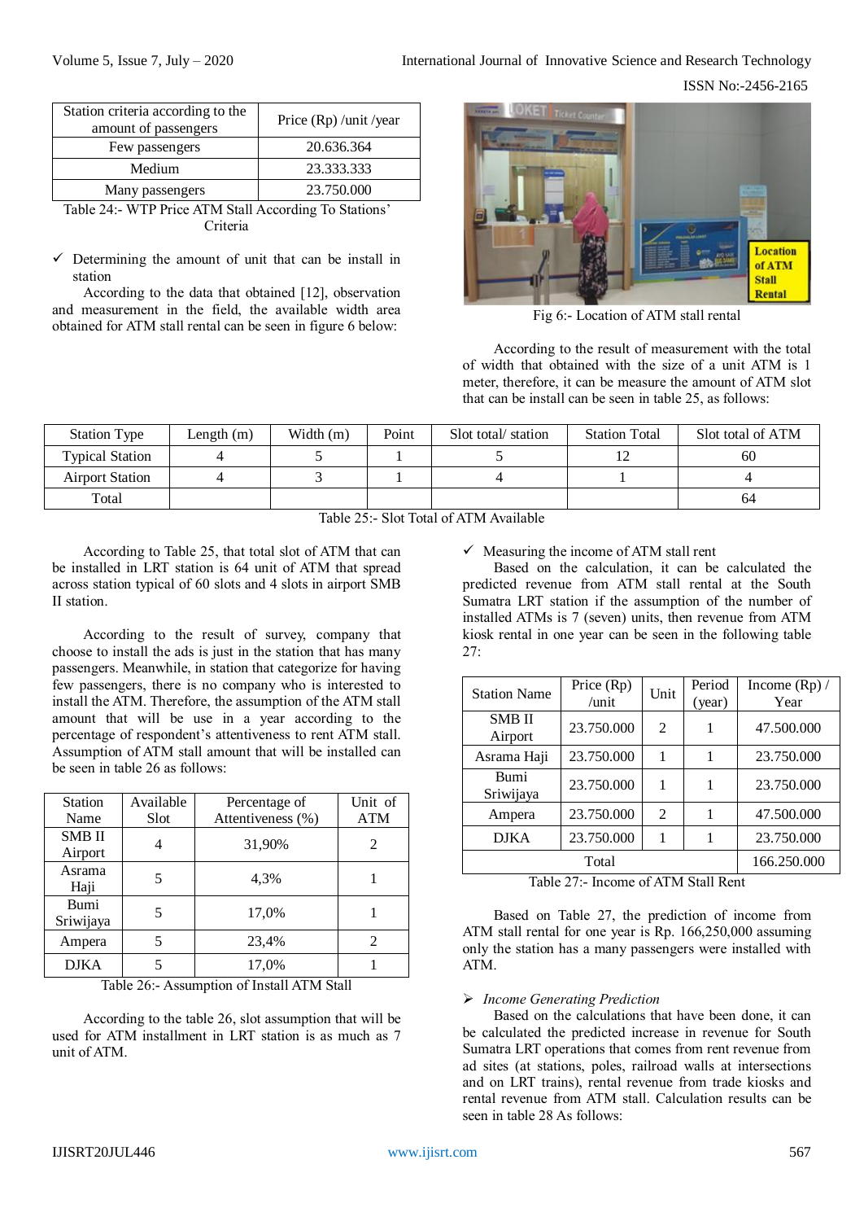| Station criteria according to the amount of passengers | Price (Rp) /unit /year |
|---|---|
| Few passengers | 20.636.364 |
| Medium | 23.333.333 |
| Many passengers | 23.750.000 |

Table 24:- WTP Price ATM Stall According To Stations' Criteria

✓ Determining the amount of unit that can be install in station

According to the data that obtained [12], observation and measurement in the field, the available width area obtained for ATM stall rental can be seen in figure 6 below:

Fig 6:- Location of ATM stall rental

According to the result of measurement with the total of width that obtained with the size of a unit ATM is 1 meter, therefore, it can be measure the amount of ATM slot that can be install can be seen in table 25, as follows:

| Station Type | Length (m) | Width (m) | Point | Slot total/ station | Station Total | Slot total of ATM |
|---|---|---|---|---|---|---|
| Typical Station | 4 | 5 | 1 | 5 | 12 | 60 |
| Airport Station | 4 | 3 | 1 | 4 | 1 | 4 |
| Total | | | | | | 64 |

Table 25:- Slot Total of ATM Available

According to Table 25, that total slot of ATM that can be installed in LRT station is 64 unit of ATM that spread across station typical of 60 slots and 4 slots in airport SMB II station.

According to the result of survey, company that choose to install the ads is just in the station that has many passengers. Meanwhile, in station that categorize for having few passengers, there is no company who is interested to install the ATM. Therefore, the assumption of the ATM stall amount that will be use in a year according to the percentage of respondent's attentiveness to rent ATM stall. Assumption of ATM stall amount that will be installed can be seen in table 26 as follows:

| Station Name | Available Slot | Percentage of Attentiveness (%) | Unit of ATM |
|---|---|---|---|
| SMB II Airport | 4 | 31,90% | 2 |
| Asrama Haji | 5 | 4,3% | 1 |
| Bumi Sriwijaya | 5 | 17,0% | 1 |
| Ampera | 5 | 23,4% | 2 |
| DJKA | 5 | 17,0% | 1 |

Table 26:- Assumption of Install ATM Stall

According to the table 26, slot assumption that will be used for ATM installment in LRT station is as much as 7 unit of ATM.

✓ Measuring the income of ATM stall rent

Based on the calculation, it can be calculated the predicted revenue from ATM stall rental at the South Sumatra LRT station if the assumption of the number of installed ATMs is 7 (seven) units, then revenue from ATM kiosk rental in one year can be seen in the following table 27:

| Station Name | Price (Rp) /unit | Unit | Period (year) | Income (Rp) / Year |
|---|---|---|---|---|
| SMB II Airport | 23.750.000 | 2 | 1 | 47.500.000 |
| Asrama Haji | 23.750.000 | 1 | 1 | 23.750.000 |
| Bumi Sriwijaya | 23.750.000 | 1 | 1 | 23.750.000 |
| Ampera | 23.750.000 | 2 | 1 | 47.500.000 |
| DJKA | 23.750.000 | 1 | 1 | 23.750.000 |
| Total | | | | 166.250.000 |

Table 27:- Income of ATM Stall Rent

Based on Table 27, the prediction of income from ATM stall rental for one year is Rp. 166,250,000 assuming only the station has a many passengers were installed with ATM.

➢ *Income Generating Prediction*

Based on the calculations that have been done, it can be calculated the predicted increase in revenue for South Sumatra LRT operations that comes from rent revenue from ad sites (at stations, poles, railroad walls at intersections and on LRT trains), rental revenue from trade kiosks and rental revenue from ATM stall. Calculation results can be seen in table 28 As follows: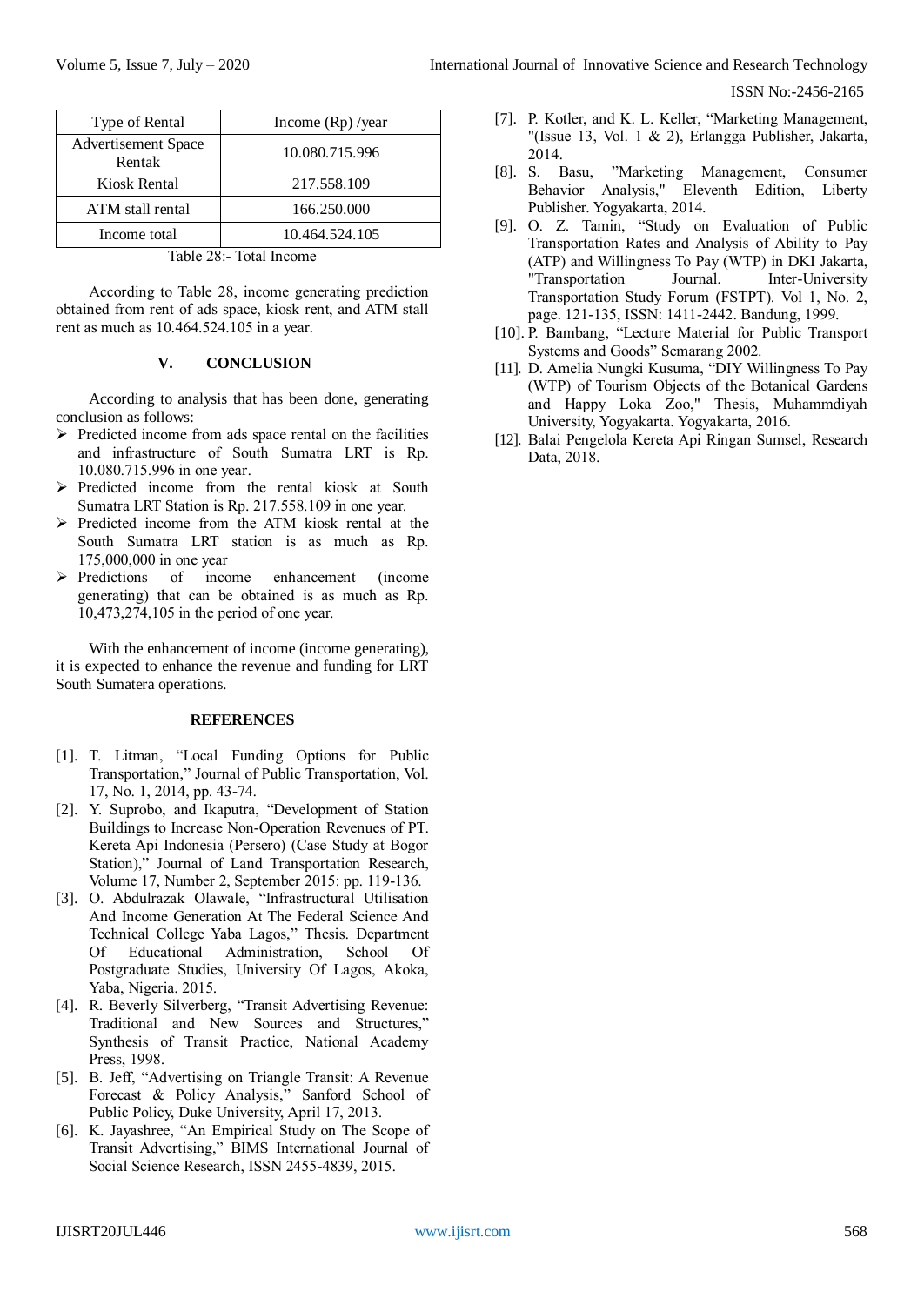| Type of Rental | Income (Rp) /year |
|---|---|
| Advertisement Space Rentak | 10.080.715.996 |
| Kiosk Rental | 217.558.109 |
| ATM stall rental | 166.250.000 |
| Income total | 10.464.524.105 |

Table 28:- Total Income

According to Table 28, income generating prediction obtained from rent of ads space, kiosk rent, and ATM stall rent as much as 10.464.524.105 in a year.

## V. CONCLUSION

According to analysis that has been done, generating conclusion as follows:

- Predicted income from ads space rental on the facilities and infrastructure of South Sumatra LRT is Rp. 10.080.715.996 in one year.
- Predicted income from the rental kiosk at South Sumatra LRT Station is Rp. 217.558.109 in one year.
- Predicted income from the ATM kiosk rental at the South Sumatra LRT station is as much as Rp. 175,000,000 in one year
- Predictions of income enhancement (income generating) that can be obtained is as much as Rp. 10,473,274,105 in the period of one year.

With the enhancement of income (income generating), it is expected to enhance the revenue and funding for LRT South Sumatera operations.

## REFERENCES

[1]. T. Litman, “Local Funding Options for Public Transportation,” Journal of Public Transportation, Vol. 17, No. 1, 2014, pp. 43-74.

[2]. Y. Suprobo, and Ikaputra, “Development of Station Buildings to Increase Non-Operation Revenues of PT. Kereta Api Indonesia (Persero) (Case Study at Bogor Station),” Journal of Land Transportation Research, Volume 17, Number 2, September 2015: pp. 119-136.

[3]. O. Abdulrazak Olawale, “Infrastructural Utilisation And Income Generation At The Federal Science And Technical College Yaba Lagos,” Thesis. Department Of Educational Administration, School Of Postgraduate Studies, University Of Lagos, Akoka, Yaba, Nigeria. 2015.

[4]. R. Beverly Silverberg, “Transit Advertising Revenue: Traditional and New Sources and Structures,” Synthesis of Transit Practice, National Academy Press, 1998.

[5]. B. Jeff, “Advertising on Triangle Transit: A Revenue Forecast & Policy Analysis,” Sanford School of Public Policy, Duke University, April 17, 2013.

[6]. K. Jayashree, “An Empirical Study on The Scope of Transit Advertising,” BIMS International Journal of Social Science Research, ISSN 2455-4839, 2015.

[7]. P. Kotler, and K. L. Keller, “Marketing Management, "(Issue 13, Vol. 1 & 2), Erlangga Publisher, Jakarta, 2014.

[8]. S. Basu, ”Marketing Management, Consumer Behavior Analysis," Eleventh Edition, Liberty Publisher. Yogyakarta, 2014.

[9]. O. Z. Tamin, “Study on Evaluation of Public Transportation Rates and Analysis of Ability to Pay (ATP) and Willingness To Pay (WTP) in DKI Jakarta, "Transportation Journal. Inter-University Transportation Study Forum (FSTPT). Vol 1, No. 2, page. 121-135, ISSN: 1411-2442. Bandung, 1999.

[10]. P. Bambang, “Lecture Material for Public Transport Systems and Goods” Semarang 2002.

[11]. D. Amelia Nungki Kusuma, “DIY Willingness To Pay (WTP) of Tourism Objects of the Botanical Gardens and Happy Loka Zoo," Thesis, Muhammdiyah University, Yogyakarta. Yogyakarta, 2016.

[12]. Balai Pengelola Kereta Api Ringan Sumsel, Research Data, 2018.